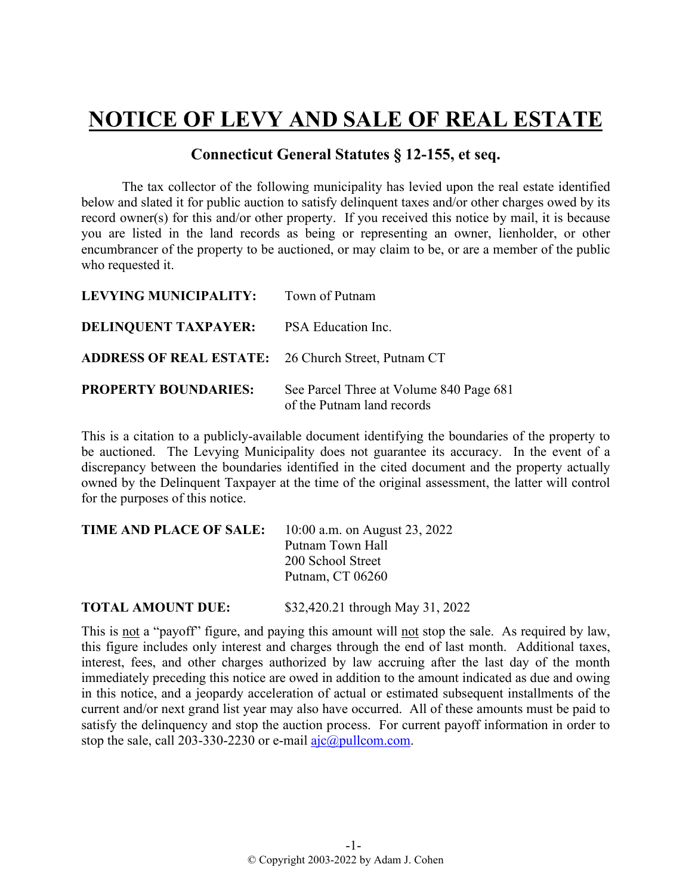# NOTICE OF LEVY AND SALE OF REAL ESTATE

## Connecticut General Statutes § 12-155, et seq.

The tax collector of the following municipality has levied upon the real estate identified below and slated it for public auction to satisfy delinquent taxes and/or other charges owed by its record owner(s) for this and/or other property. If you received this notice by mail, it is because you are listed in the land records as being or representing an owner, lienholder, or other encumbrancer of the property to be auctioned, or may claim to be, or are a member of the public who requested it.

**LEVYING MUNICIPALITY:** Town of Putnam

**DELINQUENT TAXPAYER:** PSA Education Inc.

**ADDRESS OF REAL ESTATE:** 26 Church Street, Putnam CT

**PROPERTY BOUNDARIES:** See Parcel Three at Volume 840 Page 681 of the Putnam land records

This is a citation to a publicly-available document identifying the boundaries of the property to be auctioned. The Levying Municipality does not guarantee its accuracy. In the event of a discrepancy between the boundaries identified in the cited document and the property actually owned by the Delinquent Taxpayer at the time of the original assessment, the latter will control for the purposes of this notice.

**TIME AND PLACE OF SALE:** 10:00 a.m. on August 23, 2022
Putnam Town Hall
200 School Street
Putnam, CT 06260

**TOTAL AMOUNT DUE:** $32,420.21 through May 31, 2022

This is not a "payoff" figure, and paying this amount will not stop the sale. As required by law, this figure includes only interest and charges through the end of last month. Additional taxes, interest, fees, and other charges authorized by law accruing after the last day of the month immediately preceding this notice are owed in addition to the amount indicated as due and owing in this notice, and a jeopardy acceleration of actual or estimated subsequent installments of the current and/or next grand list year may also have occurred. All of these amounts must be paid to satisfy the delinquency and stop the auction process. For current payoff information in order to stop the sale, call 203-330-2230 or e-mail ajc@pullcom.com.

© Copyright 2003-2022 by Adam J. Cohen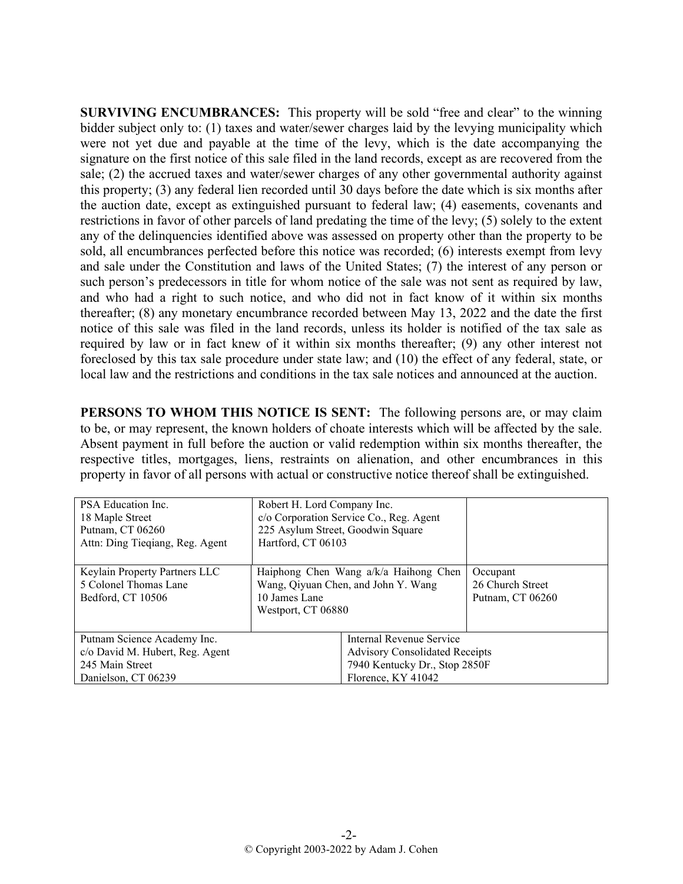**SURVIVING ENCUMBRANCES:** This property will be sold "free and clear" to the winning bidder subject only to: (1) taxes and water/sewer charges laid by the levying municipality which were not yet due and payable at the time of the levy, which is the date accompanying the signature on the first notice of this sale filed in the land records, except as are recovered from the sale; (2) the accrued taxes and water/sewer charges of any other governmental authority against this property; (3) any federal lien recorded until 30 days before the date which is six months after the auction date, except as extinguished pursuant to federal law; (4) easements, covenants and restrictions in favor of other parcels of land predating the time of the levy; (5) solely to the extent any of the delinquencies identified above was assessed on property other than the property to be sold, all encumbrances perfected before this notice was recorded; (6) interests exempt from levy and sale under the Constitution and laws of the United States; (7) the interest of any person or such person's predecessors in title for whom notice of the sale was not sent as required by law, and who had a right to such notice, and who did not in fact know of it within six months thereafter; (8) any monetary encumbrance recorded between May 13, 2022 and the date the first notice of this sale was filed in the land records, unless its holder is notified of the tax sale as required by law or in fact knew of it within six months thereafter; (9) any other interest not foreclosed by this tax sale procedure under state law; and (10) the effect of any federal, state, or local law and the restrictions and conditions in the tax sale notices and announced at the auction.

**PERSONS TO WHOM THIS NOTICE IS SENT:** The following persons are, or may claim to be, or may represent, the known holders of choate interests which will be affected by the sale. Absent payment in full before the auction or valid redemption within six months thereafter, the respective titles, mortgages, liens, restraints on alienation, and other encumbrances in this property in favor of all persons with actual or constructive notice thereof shall be extinguished.

| | | |
|---|---|---|
| PSA Education Inc.<br>18 Maple Street<br>Putnam, CT 06260<br>Attn: Ding Tieqiang, Reg. Agent | Robert H. Lord Company Inc.<br>c/o Corporation Service Co., Reg. Agent<br>225 Asylum Street, Goodwin Square<br>Hartford, CT 06103 | |
| Keylain Property Partners LLC<br>5 Colonel Thomas Lane<br>Bedford, CT 10506 | Haiphong Chen Wang a/k/a Haihong Chen Wang, Qiyuan Chen, and John Y. Wang<br>10 James Lane<br>Westport, CT 06880 | Occupant<br>26 Church Street<br>Putnam, CT 06260 |
| Putnam Science Academy Inc.<br>c/o David M. Hubert, Reg. Agent<br>245 Main Street<br>Danielson, CT 06239 | Internal Revenue Service<br>Advisory Consolidated Receipts<br>7940 Kentucky Dr., Stop 2850F<br>Florence, KY 41042 | |

© Copyright 2003-2022 by Adam J. Cohen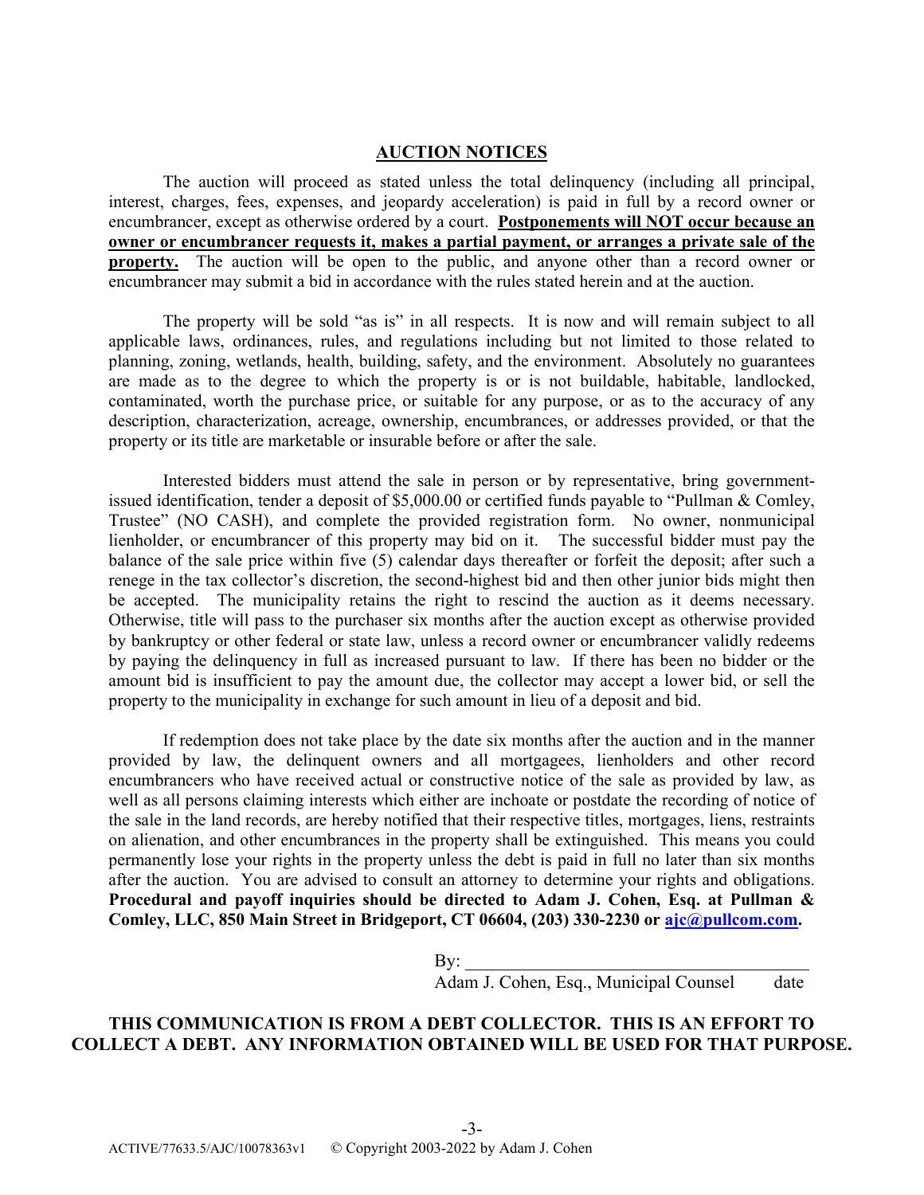## AUCTION NOTICES

The auction will proceed as stated unless the total delinquency (including all principal, interest, charges, fees, expenses, and jeopardy acceleration) is paid in full by a record owner or encumbrancer, except as otherwise ordered by a court. **Postponements will NOT occur because an owner or encumbrancer requests it, makes a partial payment, or arranges a private sale of the property.** The auction will be open to the public, and anyone other than a record owner or encumbrancer may submit a bid in accordance with the rules stated herein and at the auction.

The property will be sold "as is" in all respects. It is now and will remain subject to all applicable laws, ordinances, rules, and regulations including but not limited to those related to planning, zoning, wetlands, health, building, safety, and the environment. Absolutely no guarantees are made as to the degree to which the property is or is not buildable, habitable, landlocked, contaminated, worth the purchase price, or suitable for any purpose, or as to the accuracy of any description, characterization, acreage, ownership, encumbrances, or addresses provided, or that the property or its title are marketable or insurable before or after the sale.

Interested bidders must attend the sale in person or by representative, bring government-issued identification, tender a deposit of $5,000.00 or certified funds payable to "Pullman & Comley, Trustee" (NO CASH), and complete the provided registration form. No owner, nonmunicipal lienholder, or encumbrancer of this property may bid on it. The successful bidder must pay the balance of the sale price within five (5) calendar days thereafter or forfeit the deposit; after such a renege in the tax collector's discretion, the second-highest bid and then other junior bids might then be accepted. The municipality retains the right to rescind the auction as it deems necessary. Otherwise, title will pass to the purchaser six months after the auction except as otherwise provided by bankruptcy or other federal or state law, unless a record owner or encumbrancer validly redeems by paying the delinquency in full as increased pursuant to law. If there has been no bidder or the amount bid is insufficient to pay the amount due, the collector may accept a lower bid, or sell the property to the municipality in exchange for such amount in lieu of a deposit and bid.

If redemption does not take place by the date six months after the auction and in the manner provided by law, the delinquent owners and all mortgagees, lienholders and other record encumbrancers who have received actual or constructive notice of the sale as provided by law, as well as all persons claiming interests which either are inchoate or postdate the recording of notice of the sale in the land records, are hereby notified that their respective titles, mortgages, liens, restraints on alienation, and other encumbrances in the property shall be extinguished. This means you could permanently lose your rights in the property unless the debt is paid in full no later than six months after the auction. You are advised to consult an attorney to determine your rights and obligations. **Procedural and payoff inquiries should be directed to Adam J. Cohen, Esq. at Pullman & Comley, LLC, 850 Main Street in Bridgeport, CT 06604, (203) 330-2230 or ajc@pullcom.com.**

By: ____________________________________

Adam J. Cohen, Esq., Municipal Counsel date

**THIS COMMUNICATION IS FROM A DEBT COLLECTOR. THIS IS AN EFFORT TO COLLECT A DEBT. ANY INFORMATION OBTAINED WILL BE USED FOR THAT PURPOSE.**

ACTIVE/77633.5/AJC/10078363v1 © Copyright 2003-2022 by Adam J. Cohen